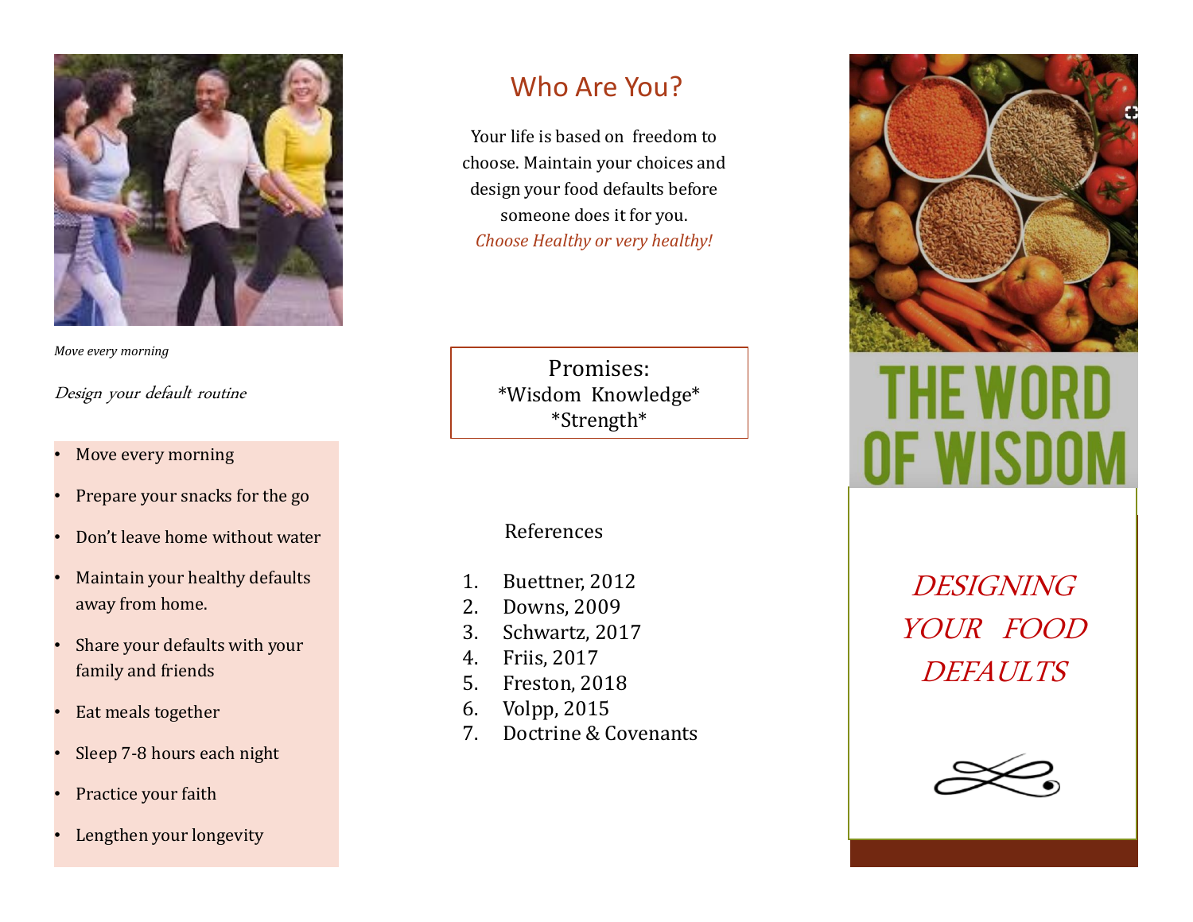*Move every morning*

*Design your default routine*

- Move every morning
- Prepare your snacks for the go
- Don't leave home without water
- Maintain your healthy defaults away from home.
- Share your defaults with your family and friends
- Eat meals together
- Sleep 7-8 hours each night
- Practice your faith
- Lengthen your longevity

## Who Are You?

Your life is based on freedom to choose. Maintain your choices and design your food defaults before someone does it for you.

*Choose Healthy or very healthy!*

Promises:
*Wisdom Knowledge*
*Strength*

References

1. Buettner, 2012
2. Downs, 2009
3. Schwartz, 2017
4. Friis, 2017
5. Freston, 2018
6. Volpp, 2015
7. Doctrine & Covenants

# THE WORD OF WISDOM

*DESIGNING YOUR FOOD DEFAULTS*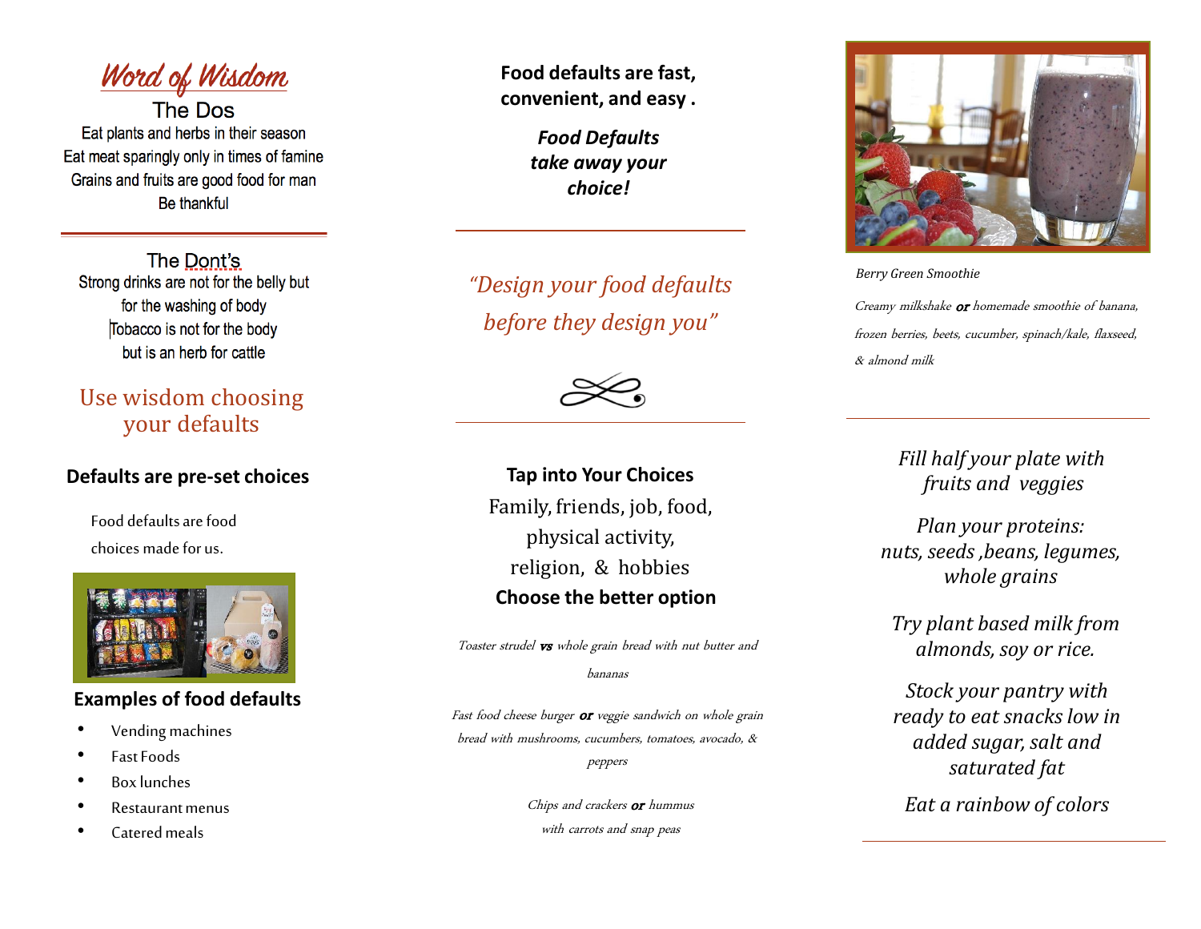## Word of Wisdom

### The Dos

Eat plants and herbs in their season
Eat meat sparingly only in times of famine
Grains and fruits are good food for man
Be thankful

### The Dont's

Strong drinks are not for the belly but for the washing of body
Tobacco is not for the body but is an herb for cattle

## Use wisdom choosing your defaults

### Defaults are pre-set choices

Food defaults are food choices made for us.

### Examples of food defaults

- Vending machines
- Fast Foods
- Box lunches
- Restaurant menus
- Catered meals

**Food defaults are fast, convenient, and easy .**

***Food Defaults take away your choice!***

*"Design your food defaults before they design you"*

### Tap into Your Choices

Family, friends, job, food, physical activity, religion, & hobbies

**Choose the better option**

*Toaster strudel **vs** whole grain bread with nut butter and bananas*

*Fast food cheese burger **or** veggie sandwich on whole grain bread with mushrooms, cucumbers, tomatoes, avocado, & peppers*

*Chips and crackers **or** hummus with carrots and snap peas*

*Berry Green Smoothie*

*Creamy milkshake **or** homemade smoothie of banana, frozen berries, beets, cucumber, spinach/kale, flaxseed, & almond milk*

*Fill half your plate with fruits and veggies*

*Plan your proteins: nuts, seeds ,beans, legumes, whole grains*

*Try plant based milk from almonds, soy or rice.*

*Stock your pantry with ready to eat snacks low in added sugar, salt and saturated fat*

*Eat a rainbow of colors*